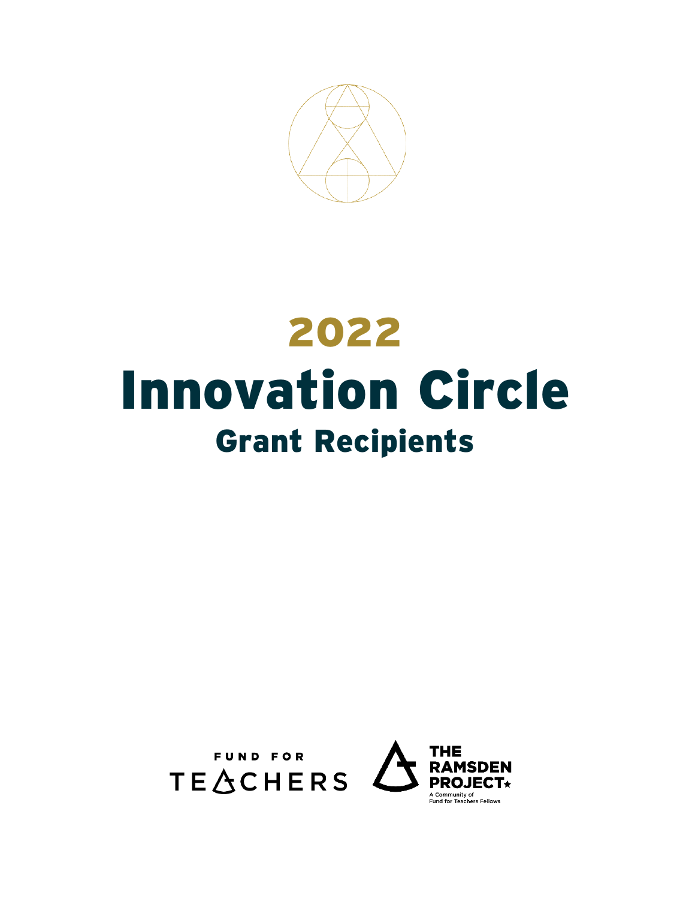# 2022

# Innovation Circle

## Grant Recipients

FUND FOR TEACHERS

THE RAMSDEN PROJECT

A Community of Fund for Teachers Fellows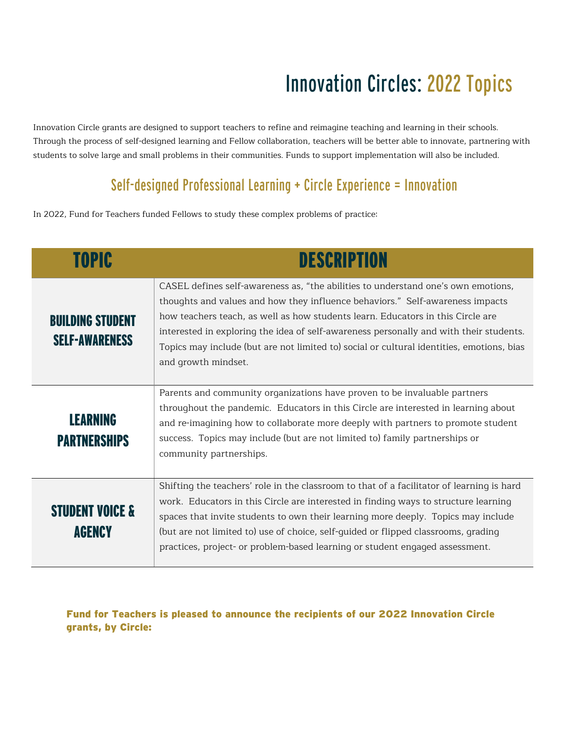# Innovation Circles: 2022 Topics

Innovation Circle grants are designed to support teachers to refine and reimagine teaching and learning in their schools. Through the process of self-designed learning and Fellow collaboration, teachers will be better able to innovate, partnering with students to solve large and small problems in their communities. Funds to support implementation will also be included.

## Self-designed Professional Learning + Circle Experience = Innovation

In 2022, Fund for Teachers funded Fellows to study these complex problems of practice:

| TOPIC | DESCRIPTION |
|---|---|
| **BUILDING STUDENT SELF-AWARENESS** | CASEL defines self-awareness as, "the abilities to understand one's own emotions, thoughts and values and how they influence behaviors." Self-awareness impacts how teachers teach, as well as how students learn. Educators in this Circle are interested in exploring the idea of self-awareness personally and with their students. Topics may include (but are not limited to) social or cultural identities, emotions, bias and growth mindset. |
| **LEARNING PARTNERSHIPS** | Parents and community organizations have proven to be invaluable partners throughout the pandemic. Educators in this Circle are interested in learning about and re-imagining how to collaborate more deeply with partners to promote student success. Topics may include (but are not limited to) family partnerships or community partnerships. |
| **STUDENT VOICE & AGENCY** | Shifting the teachers' role in the classroom to that of a facilitator of learning is hard work. Educators in this Circle are interested in finding ways to structure learning spaces that invite students to own their learning more deeply. Topics may include (but are not limited to) use of choice, self-guided or flipped classrooms, grading practices, project- or problem-based learning or student engaged assessment. |

**Fund for Teachers is pleased to announce the recipients of our 2022 Innovation Circle grants, by Circle:**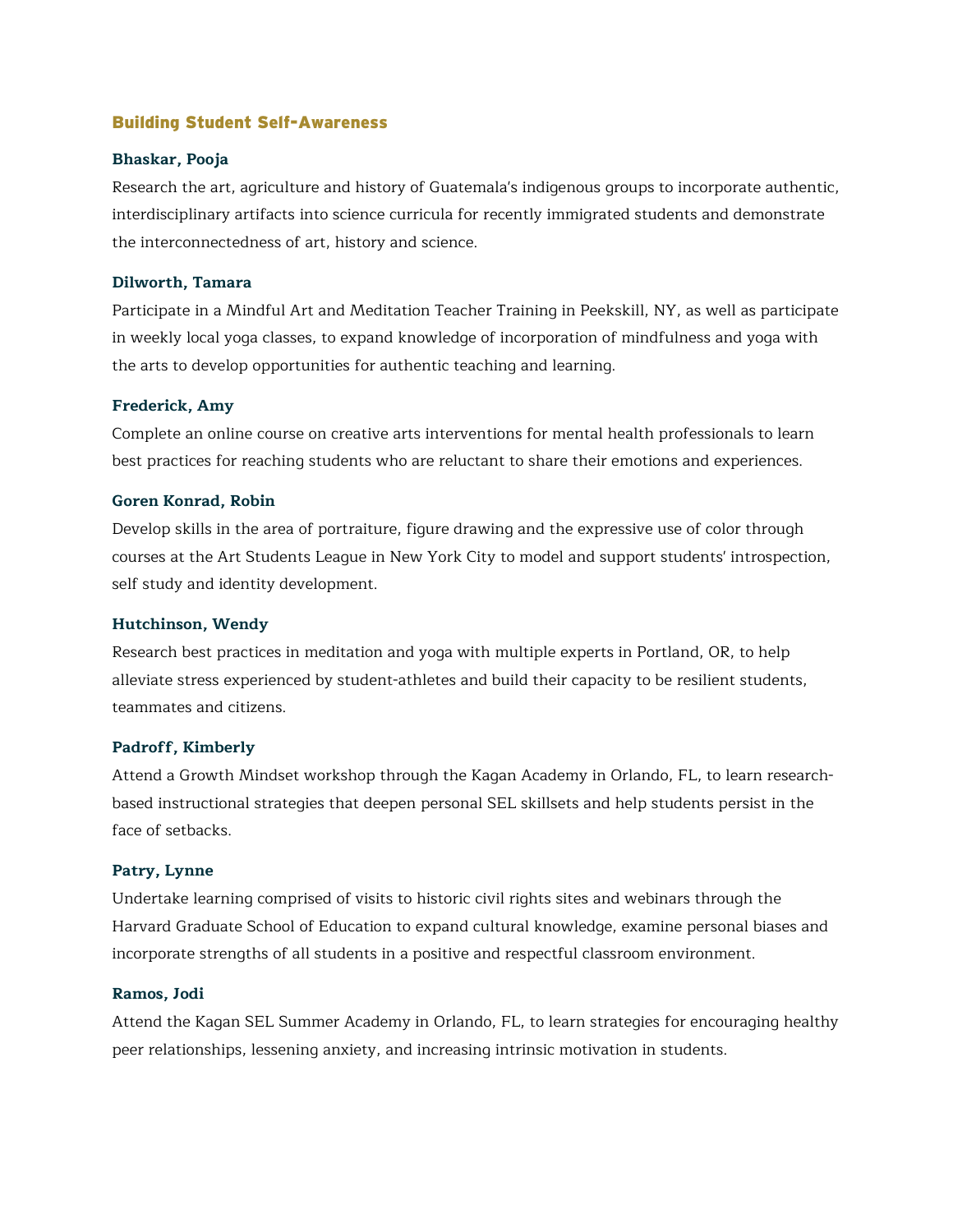## Building Student Self-Awareness

**Bhaskar, Pooja**

Research the art, agriculture and history of Guatemala's indigenous groups to incorporate authentic, interdisciplinary artifacts into science curricula for recently immigrated students and demonstrate the interconnectedness of art, history and science.

**Dilworth, Tamara**

Participate in a Mindful Art and Meditation Teacher Training in Peekskill, NY, as well as participate in weekly local yoga classes, to expand knowledge of incorporation of mindfulness and yoga with the arts to develop opportunities for authentic teaching and learning.

**Frederick, Amy**

Complete an online course on creative arts interventions for mental health professionals to learn best practices for reaching students who are reluctant to share their emotions and experiences.

**Goren Konrad, Robin**

Develop skills in the area of portraiture, figure drawing and the expressive use of color through courses at the Art Students League in New York City to model and support students' introspection, self study and identity development.

**Hutchinson, Wendy**

Research best practices in meditation and yoga with multiple experts in Portland, OR, to help alleviate stress experienced by student-athletes and build their capacity to be resilient students, teammates and citizens.

**Padroff, Kimberly**

Attend a Growth Mindset workshop through the Kagan Academy in Orlando, FL, to learn research-based instructional strategies that deepen personal SEL skillsets and help students persist in the face of setbacks.

**Patry, Lynne**

Undertake learning comprised of visits to historic civil rights sites and webinars through the Harvard Graduate School of Education to expand cultural knowledge, examine personal biases and incorporate strengths of all students in a positive and respectful classroom environment.

**Ramos, Jodi**

Attend the Kagan SEL Summer Academy in Orlando, FL, to learn strategies for encouraging healthy peer relationships, lessening anxiety, and increasing intrinsic motivation in students.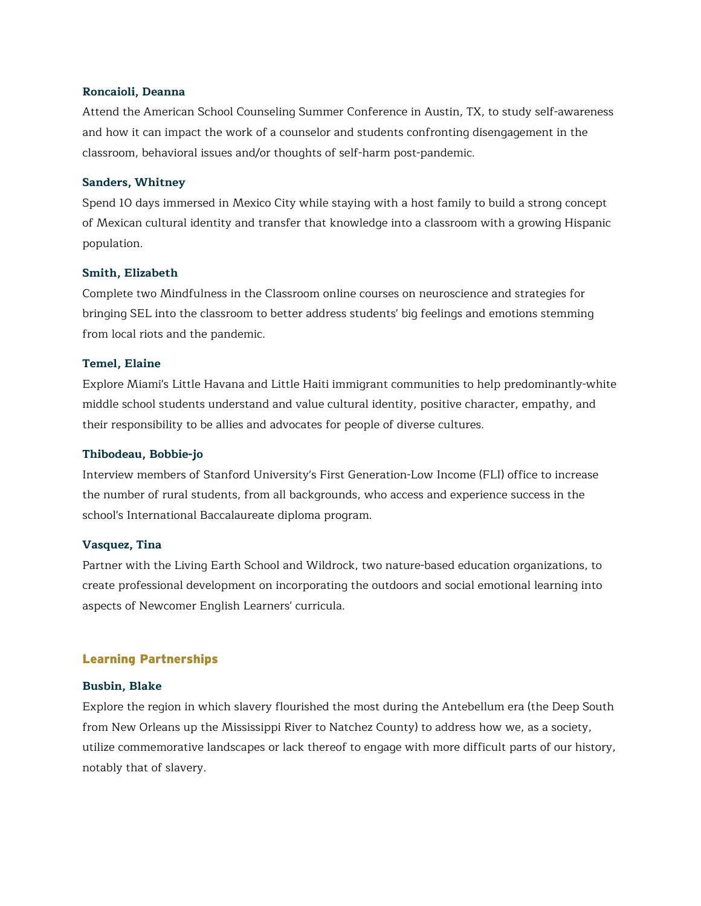**Roncaioli, Deanna**

Attend the American School Counseling Summer Conference in Austin, TX, to study self-awareness and how it can impact the work of a counselor and students confronting disengagement in the classroom, behavioral issues and/or thoughts of self-harm post-pandemic.

**Sanders, Whitney**

Spend 10 days immersed in Mexico City while staying with a host family to build a strong concept of Mexican cultural identity and transfer that knowledge into a classroom with a growing Hispanic population.

**Smith, Elizabeth**

Complete two Mindfulness in the Classroom online courses on neuroscience and strategies for bringing SEL into the classroom to better address students' big feelings and emotions stemming from local riots and the pandemic.

**Temel, Elaine**

Explore Miami's Little Havana and Little Haiti immigrant communities to help predominantly-white middle school students understand and value cultural identity, positive character, empathy, and their responsibility to be allies and advocates for people of diverse cultures.

**Thibodeau, Bobbie-jo**

Interview members of Stanford University's First Generation-Low Income (FLI) office to increase the number of rural students, from all backgrounds, who access and experience success in the school's International Baccalaureate diploma program.

**Vasquez, Tina**

Partner with the Living Earth School and Wildrock, two nature-based education organizations, to create professional development on incorporating the outdoors and social emotional learning into aspects of Newcomer English Learners' curricula.

## Learning Partnerships

**Busbin, Blake**

Explore the region in which slavery flourished the most during the Antebellum era (the Deep South from New Orleans up the Mississippi River to Natchez County) to address how we, as a society, utilize commemorative landscapes or lack thereof to engage with more difficult parts of our history, notably that of slavery.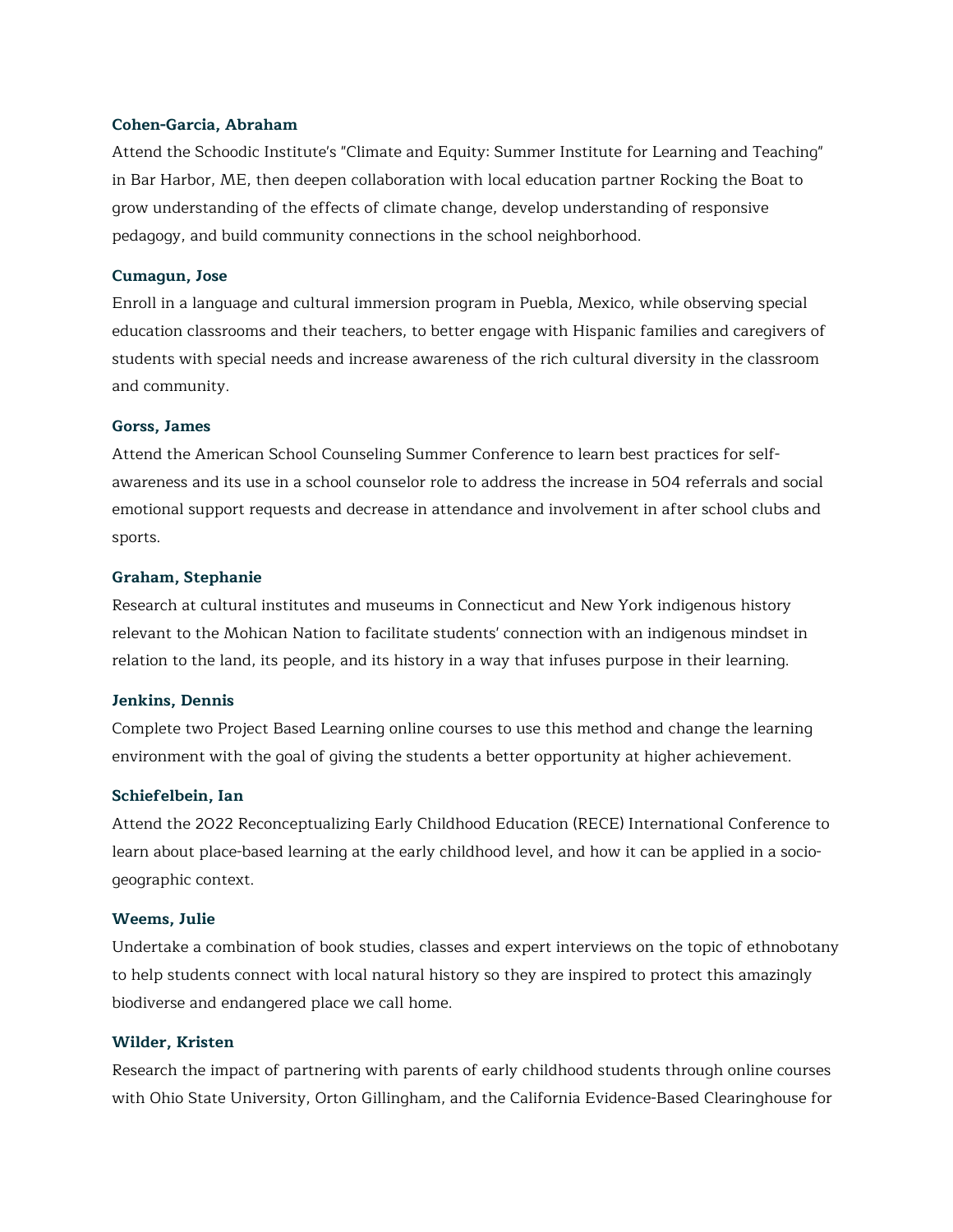**Cohen-Garcia, Abraham**

Attend the Schoodic Institute's "Climate and Equity: Summer Institute for Learning and Teaching" in Bar Harbor, ME, then deepen collaboration with local education partner Rocking the Boat to grow understanding of the effects of climate change, develop understanding of responsive pedagogy, and build community connections in the school neighborhood.

**Cumagun, Jose**

Enroll in a language and cultural immersion program in Puebla, Mexico, while observing special education classrooms and their teachers, to better engage with Hispanic families and caregivers of students with special needs and increase awareness of the rich cultural diversity in the classroom and community.

**Gorss, James**

Attend the American School Counseling Summer Conference to learn best practices for self-awareness and its use in a school counselor role to address the increase in 504 referrals and social emotional support requests and decrease in attendance and involvement in after school clubs and sports.

**Graham, Stephanie**

Research at cultural institutes and museums in Connecticut and New York indigenous history relevant to the Mohican Nation to facilitate students' connection with an indigenous mindset in relation to the land, its people, and its history in a way that infuses purpose in their learning.

**Jenkins, Dennis**

Complete two Project Based Learning online courses to use this method and change the learning environment with the goal of giving the students a better opportunity at higher achievement.

**Schiefelbein, Ian**

Attend the 2022 Reconceptualizing Early Childhood Education (RECE) International Conference to learn about place-based learning at the early childhood level, and how it can be applied in a socio-geographic context.

**Weems, Julie**

Undertake a combination of book studies, classes and expert interviews on the topic of ethnobotany to help students connect with local natural history so they are inspired to protect this amazingly biodiverse and endangered place we call home.

**Wilder, Kristen**

Research the impact of partnering with parents of early childhood students through online courses with Ohio State University, Orton Gillingham, and the California Evidence-Based Clearinghouse for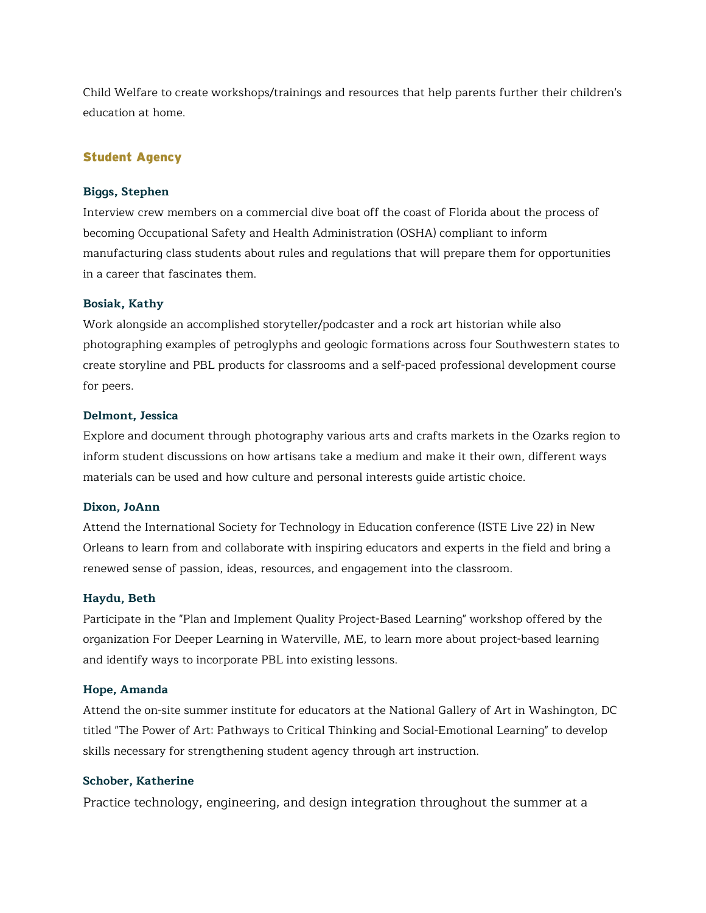Child Welfare to create workshops/trainings and resources that help parents further their children's education at home.

## Student Agency

**Biggs, Stephen**

Interview crew members on a commercial dive boat off the coast of Florida about the process of becoming Occupational Safety and Health Administration (OSHA) compliant to inform manufacturing class students about rules and regulations that will prepare them for opportunities in a career that fascinates them.

**Bosiak, Kathy**

Work alongside an accomplished storyteller/podcaster and a rock art historian while also photographing examples of petroglyphs and geologic formations across four Southwestern states to create storyline and PBL products for classrooms and a self-paced professional development course for peers.

**Delmont, Jessica**

Explore and document through photography various arts and crafts markets in the Ozarks region to inform student discussions on how artisans take a medium and make it their own, different ways materials can be used and how culture and personal interests guide artistic choice.

**Dixon, JoAnn**

Attend the International Society for Technology in Education conference (ISTE Live 22) in New Orleans to learn from and collaborate with inspiring educators and experts in the field and bring a renewed sense of passion, ideas, resources, and engagement into the classroom.

**Haydu, Beth**

Participate in the "Plan and Implement Quality Project-Based Learning" workshop offered by the organization For Deeper Learning in Waterville, ME, to learn more about project-based learning and identify ways to incorporate PBL into existing lessons.

**Hope, Amanda**

Attend the on-site summer institute for educators at the National Gallery of Art in Washington, DC titled "The Power of Art: Pathways to Critical Thinking and Social-Emotional Learning" to develop skills necessary for strengthening student agency through art instruction.

**Schober, Katherine**

Practice technology, engineering, and design integration throughout the summer at a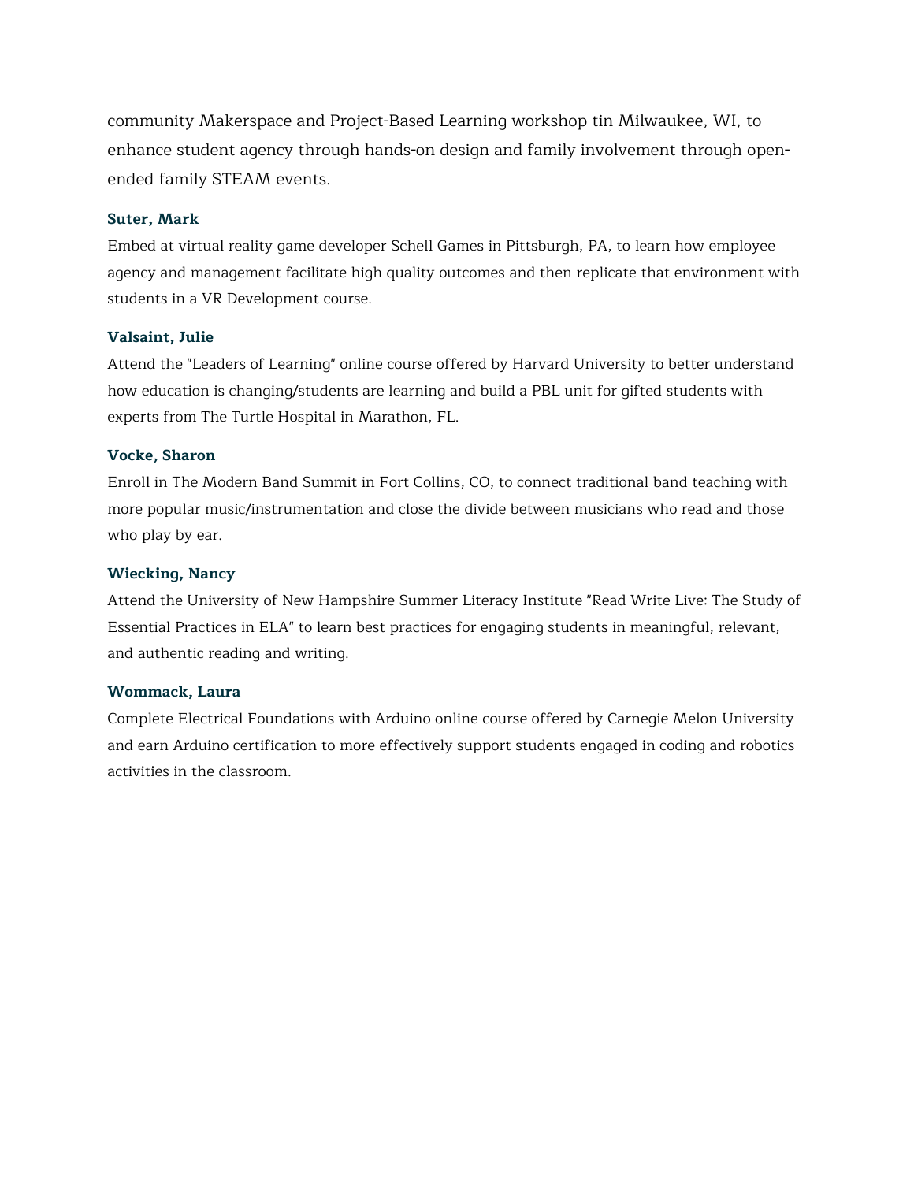community Makerspace and Project-Based Learning workshop tin Milwaukee, WI, to enhance student agency through hands-on design and family involvement through open-ended family STEAM events.

**Suter, Mark**

Embed at virtual reality game developer Schell Games in Pittsburgh, PA, to learn how employee agency and management facilitate high quality outcomes and then replicate that environment with students in a VR Development course.

**Valsaint, Julie**

Attend the "Leaders of Learning" online course offered by Harvard University to better understand how education is changing/students are learning and build a PBL unit for gifted students with experts from The Turtle Hospital in Marathon, FL.

**Vocke, Sharon**

Enroll in The Modern Band Summit in Fort Collins, CO, to connect traditional band teaching with more popular music/instrumentation and close the divide between musicians who read and those who play by ear.

**Wiecking, Nancy**

Attend the University of New Hampshire Summer Literacy Institute "Read Write Live: The Study of Essential Practices in ELA" to learn best practices for engaging students in meaningful, relevant, and authentic reading and writing.

**Wommack, Laura**

Complete Electrical Foundations with Arduino online course offered by Carnegie Melon University and earn Arduino certification to more effectively support students engaged in coding and robotics activities in the classroom.